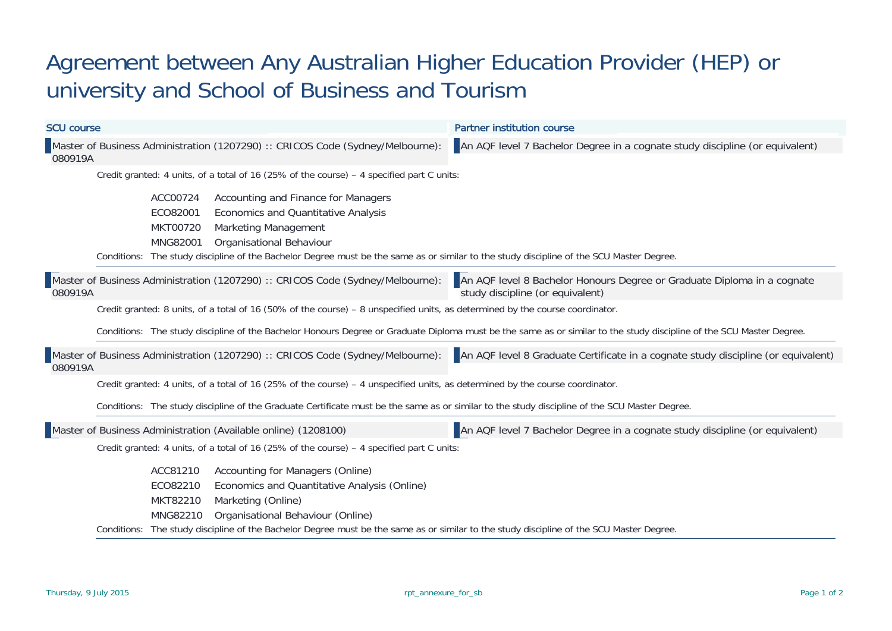# Agreement between Any Australian Higher Education Provider (HEP) or university and School of Business and Tourism

| SCU course | Partner institution course |
|---|---|
| Master of Business Administration (1207290) :: CRICOS Code (Sydney/Melbourne): 080919A | An AQF level 7 Bachelor Degree in a cognate study discipline (or equivalent) |

Credit granted: 4 units, of a total of 16 (25% of the course) – 4 specified part C units:

- ACC00724 Accounting and Finance for Managers
- ECO82001 Economics and Quantitative Analysis
- MKT00720 Marketing Management
- MNG82001 Organisational Behaviour

Conditions: The study discipline of the Bachelor Degree must be the same as or similar to the study discipline of the SCU Master Degree.

---

| SCU course | Partner institution course |
|---|---|
| Master of Business Administration (1207290) :: CRICOS Code (Sydney/Melbourne): 080919A | An AQF level 8 Bachelor Honours Degree or Graduate Diploma in a cognate study discipline (or equivalent) |

Credit granted: 8 units, of a total of 16 (50% of the course) – 8 unspecified units, as determined by the course coordinator.

Conditions: The study discipline of the Bachelor Honours Degree or Graduate Diploma must be the same as or similar to the study discipline of the SCU Master Degree.

---

| SCU course | Partner institution course |
|---|---|
| Master of Business Administration (1207290) :: CRICOS Code (Sydney/Melbourne): 080919A | An AQF level 8 Graduate Certificate in a cognate study discipline (or equivalent) |

Credit granted: 4 units, of a total of 16 (25% of the course) – 4 unspecified units, as determined by the course coordinator.

Conditions: The study discipline of the Graduate Certificate must be the same as or similar to the study discipline of the SCU Master Degree.

---

| SCU course | Partner institution course |
|---|---|
| Master of Business Administration (Available online) (1208100) | An AQF level 7 Bachelor Degree in a cognate study discipline (or equivalent) |

Credit granted: 4 units, of a total of 16 (25% of the course) – 4 specified part C units:

- ACC81210 Accounting for Managers (Online)
- ECO82210 Economics and Quantitative Analysis (Online)
- MKT82210 Marketing (Online)
- MNG82210 Organisational Behaviour (Online)

Conditions: The study discipline of the Bachelor Degree must be the same as or similar to the study discipline of the SCU Master Degree.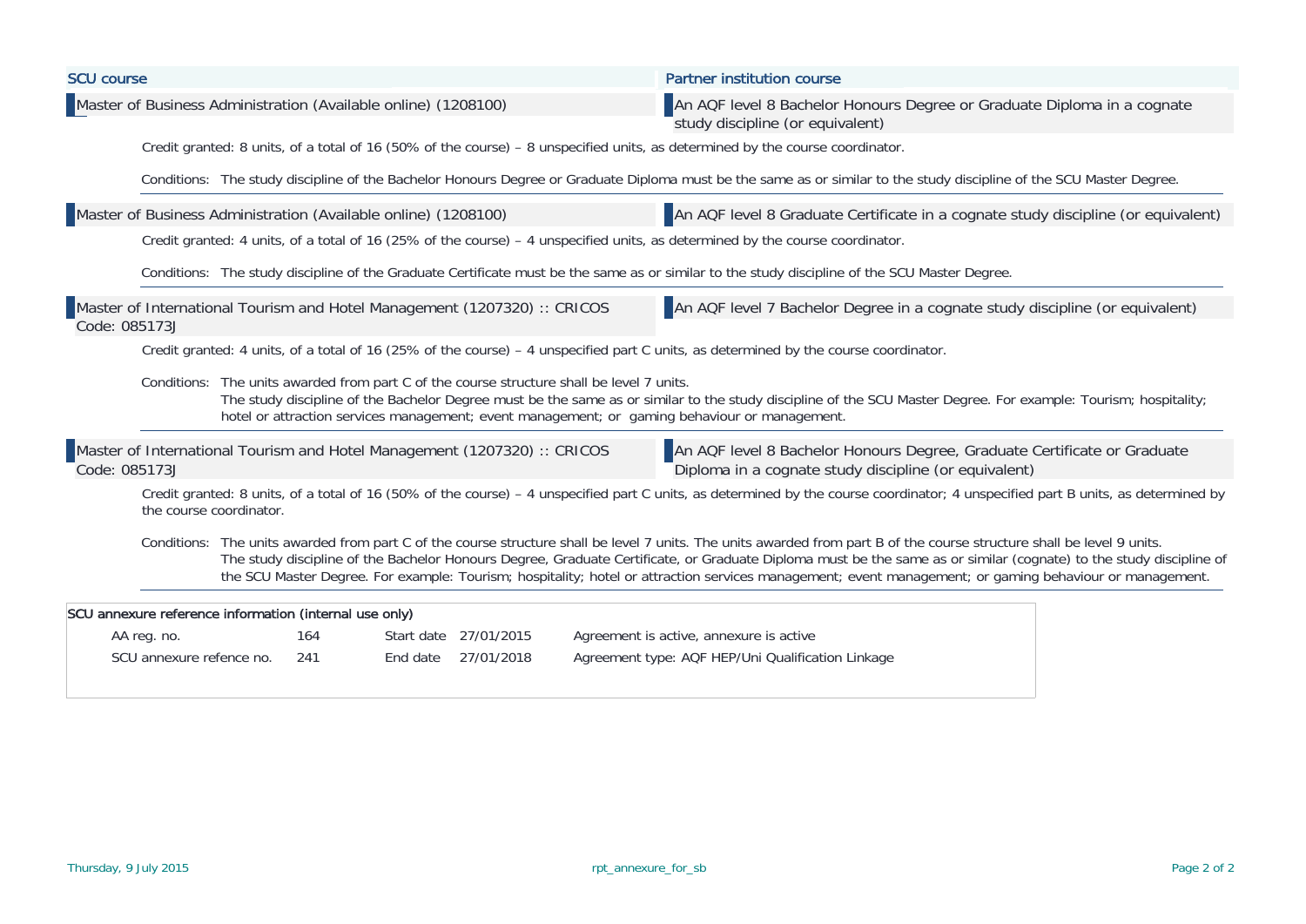| SCU course | Partner institution course |
| --- | --- |
| Master of Business Administration (Available online) (1208100) | An AQF level 8 Bachelor Honours Degree or Graduate Diploma in a cognate study discipline (or equivalent) |

Credit granted: 8 units, of a total of 16 (50% of the course) – 8 unspecified units, as determined by the course coordinator.

Conditions: The study discipline of the Bachelor Honours Degree or Graduate Diploma must be the same as or similar to the study discipline of the SCU Master Degree.

| SCU course | Partner institution course |
| --- | --- |
| Master of Business Administration (Available online) (1208100) | An AQF level 8 Graduate Certificate in a cognate study discipline (or equivalent) |

Credit granted: 4 units, of a total of 16 (25% of the course) – 4 unspecified units, as determined by the course coordinator.

Conditions: The study discipline of the Graduate Certificate must be the same as or similar to the study discipline of the SCU Master Degree.

| SCU course | Partner institution course |
| --- | --- |
| Master of International Tourism and Hotel Management (1207320) :: CRICOS Code: 085173J | An AQF level 7 Bachelor Degree in a cognate study discipline (or equivalent) |

Credit granted: 4 units, of a total of 16 (25% of the course) – 4 unspecified part C units, as determined by the course coordinator.

Conditions: The units awarded from part C of the course structure shall be level 7 units.
The study discipline of the Bachelor Degree must be the same as or similar to the study discipline of the SCU Master Degree. For example: Tourism; hospitality; hotel or attraction services management; event management; or gaming behaviour or management.

| SCU course | Partner institution course |
| --- | --- |
| Master of International Tourism and Hotel Management (1207320) :: CRICOS Code: 085173J | An AQF level 8 Bachelor Honours Degree, Graduate Certificate or Graduate Diploma in a cognate study discipline (or equivalent) |

Credit granted: 8 units, of a total of 16 (50% of the course) – 4 unspecified part C units, as determined by the course coordinator; 4 unspecified part B units, as determined by the course coordinator.

Conditions: The units awarded from part C of the course structure shall be level 7 units. The units awarded from part B of the course structure shall be level 9 units.
The study discipline of the Bachelor Honours Degree, Graduate Certificate, or Graduate Diploma must be the same as or similar (cognate) to the study discipline of the SCU Master Degree. For example: Tourism; hospitality; hotel or attraction services management; event management; or gaming behaviour or management.

**SCU annexure reference information (internal use only)**

| | | | | |
| --- | --- | --- | --- | --- |
| AA reg. no. | 164 | Start date | 27/01/2015 | Agreement is active, annexure is active |
| SCU annexure refence no. | 241 | End date | 27/01/2018 | Agreement type: AQF HEP/Uni Qualification Linkage |

Thursday, 9 July 2015 rpt_annexure_for_sb